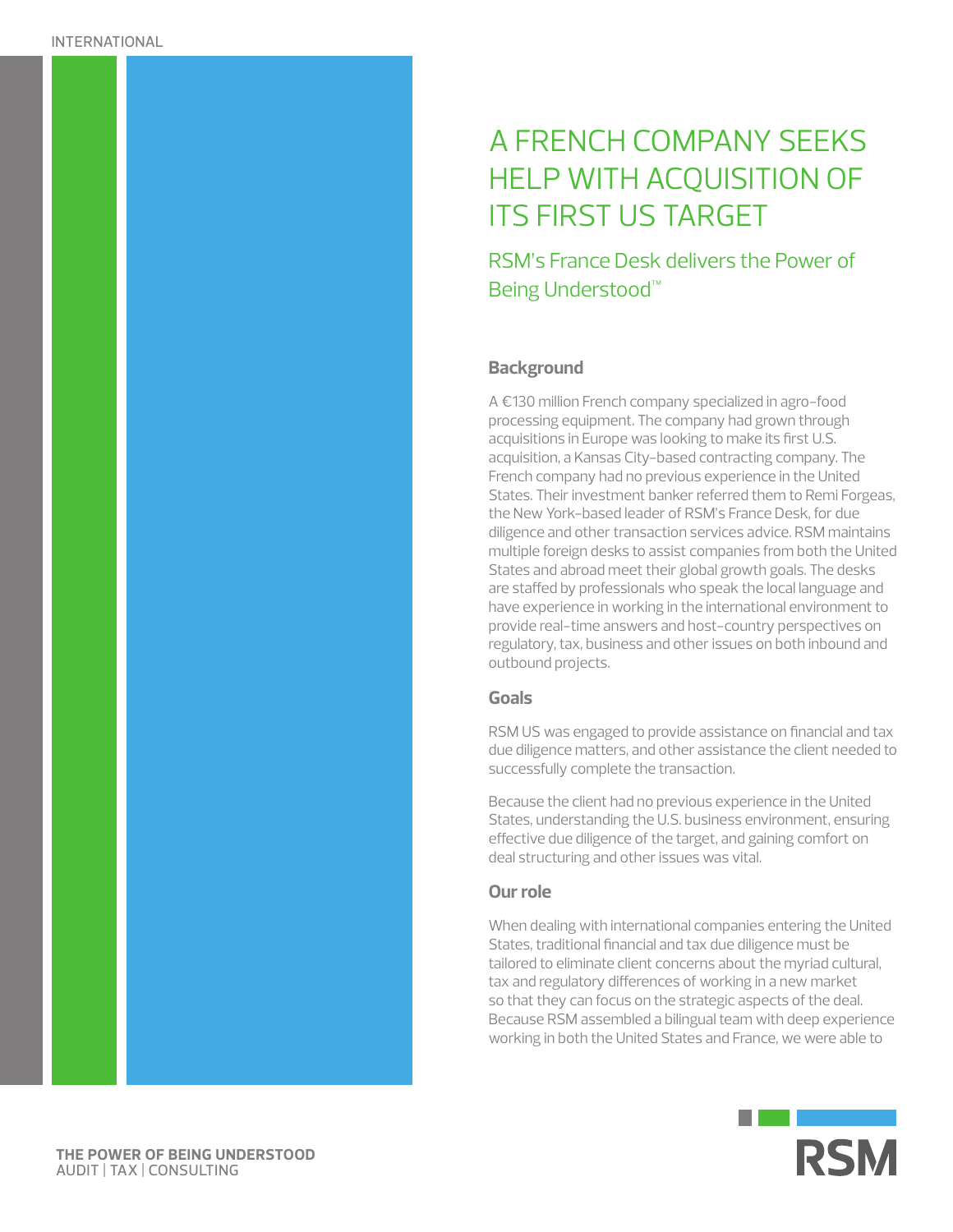INTERNATIONAL

# A FRENCH COMPANY SEEKS HELP WITH ACQUISITION OF ITS FIRST US TARGET

## RSM's France Desk delivers the Power of Being Understood™

### Background

A €130 million French company specialized in agro-food processing equipment. The company had grown through acquisitions in Europe was looking to make its first U.S. acquisition, a Kansas City-based contracting company. The French company had no previous experience in the United States. Their investment banker referred them to Remi Forgeas, the New York-based leader of RSM's France Desk, for due diligence and other transaction services advice. RSM maintains multiple foreign desks to assist companies from both the United States and abroad meet their global growth goals. The desks are staffed by professionals who speak the local language and have experience in working in the international environment to provide real-time answers and host-country perspectives on regulatory, tax, business and other issues on both inbound and outbound projects.

### Goals

RSM US was engaged to provide assistance on financial and tax due diligence matters, and other assistance the client needed to successfully complete the transaction.

Because the client had no previous experience in the United States, understanding the U.S. business environment, ensuring effective due diligence of the target, and gaining comfort on deal structuring and other issues was vital.

### Our role

When dealing with international companies entering the United States, traditional financial and tax due diligence must be tailored to eliminate client concerns about the myriad cultural, tax and regulatory differences of working in a new market so that they can focus on the strategic aspects of the deal. Because RSM assembled a bilingual team with deep experience working in both the United States and France, we were able to

**THE POWER OF BEING UNDERSTOOD**
AUDIT | TAX | CONSULTING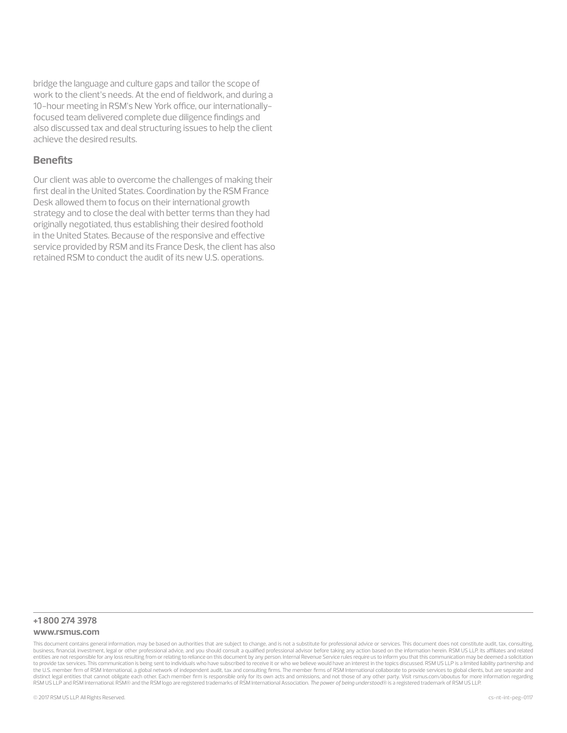bridge the language and culture gaps and tailor the scope of work to the client's needs. At the end of fieldwork, and during a 10-hour meeting in RSM's New York office, our internationally-focused team delivered complete due diligence findings and also discussed tax and deal structuring issues to help the client achieve the desired results.

## Benefits

Our client was able to overcome the challenges of making their first deal in the United States. Coordination by the RSM France Desk allowed them to focus on their international growth strategy and to close the deal with better terms than they had originally negotiated, thus establishing their desired foothold in the United States. Because of the responsive and effective service provided by RSM and its France Desk, the client has also retained RSM to conduct the audit of its new U.S. operations.

**+1 800 274 3978**
**www.rsmus.com**

This document contains general information, may be based on authorities that are subject to change, and is not a substitute for professional advice or services. This document does not constitute audit, tax, consulting, business, financial, investment, legal or other professional advice, and you should consult a qualified professional advisor before taking any action based on the information herein. RSM US LLP, its affiliates and related entities are not responsible for any loss resulting from or relating to reliance on this document by any person. Internal Revenue Service rules require us to inform you that this communication may be deemed a solicitation to provide tax services. This communication is being sent to individuals who have subscribed to receive it or who we believe would have an interest in the topics discussed. RSM US LLP is a limited liability partnership and the U.S. member firm of RSM International, a global network of independent audit, tax and consulting firms. The member firms of RSM International collaborate to provide services to global clients, but are separate and distinct legal entities that cannot obligate each other. Each member firm is responsible only for its own acts and omissions, and not those of any other party. Visit rsmus.com/aboutus for more information regarding RSM US LLP and RSM International. RSM® and the RSM logo are registered trademarks of RSM International Association. *The power of being understood*® is a registered trademark of RSM US LLP.

© 2017 RSM US LLP. All Rights Reserved.

cs-nt-int-peg-0117